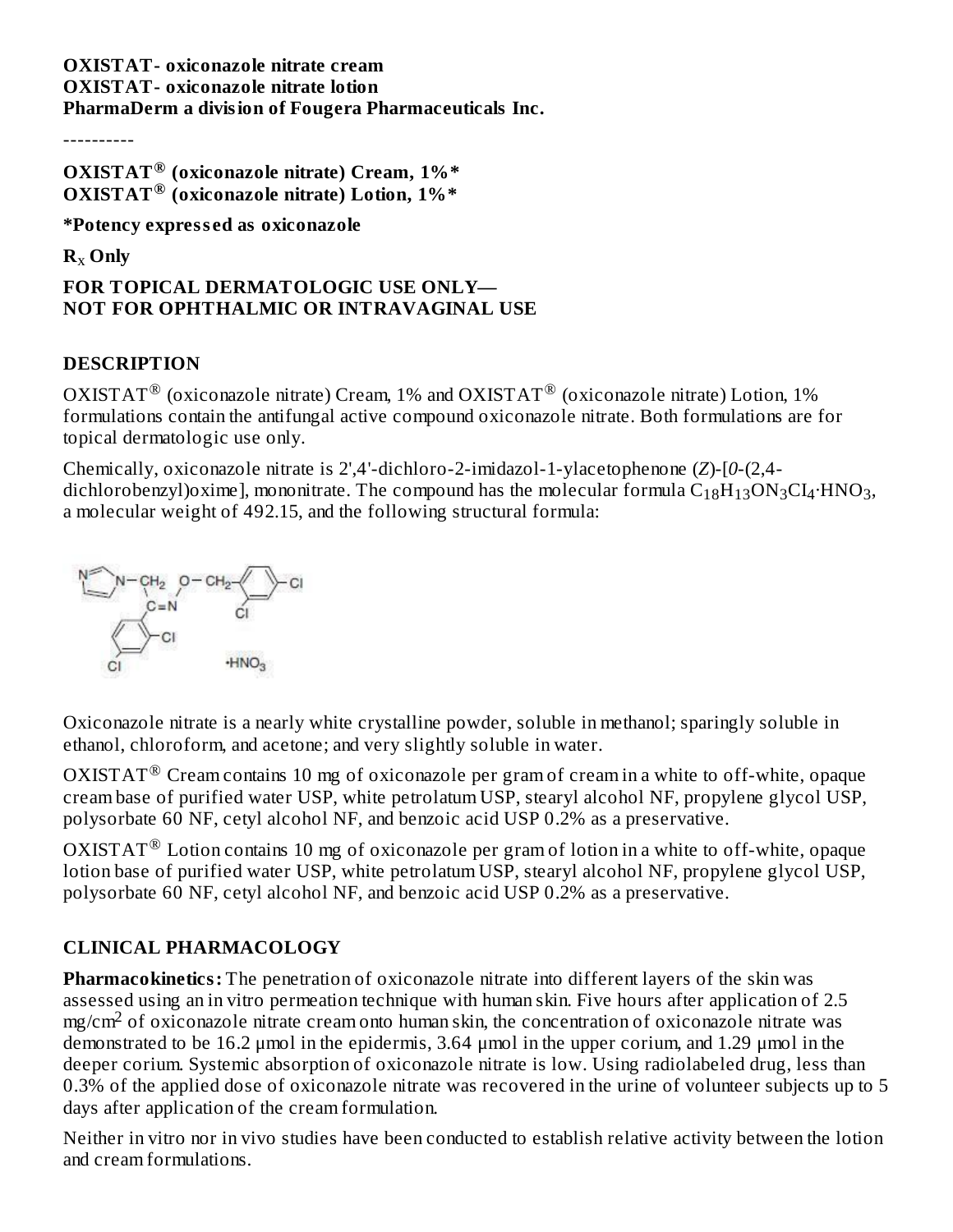**OXISTAT- oxiconazole nitrate cream**
**OXISTAT- oxiconazole nitrate lotion**
**PharmaDerm a division of Fougera Pharmaceuticals Inc.**

----------

**OXISTAT® (oxiconazole nitrate) Cream, 1%***
**OXISTAT® (oxiconazole nitrate) Lotion, 1%***

***Potency expressed as oxiconazole**

**$R_X$ Only**

**FOR TOPICAL DERMATOLOGIC USE ONLY—**
**NOT FOR OPHTHALMIC OR INTRAVAGINAL USE**

## DESCRIPTION

OXISTAT® (oxiconazole nitrate) Cream, 1% and OXISTAT® (oxiconazole nitrate) Lotion, 1% formulations contain the antifungal active compound oxiconazole nitrate. Both formulations are for topical dermatologic use only.

Chemically, oxiconazole nitrate is 2',4'-dichloro-2-imidazol-1-ylacetophenone (*Z*)-[*0*-(2,4-dichlorobenzyl)oxime], mononitrate. The compound has the molecular formula $C_{18}H_{13}ON_3CI_4 \cdot HNO_3$, a molecular weight of 492.15, and the following structural formula:

Oxiconazole nitrate is a nearly white crystalline powder, soluble in methanol; sparingly soluble in ethanol, chloroform, and acetone; and very slightly soluble in water.

OXISTAT® Cream contains 10 mg of oxiconazole per gram of cream in a white to off-white, opaque cream base of purified water USP, white petrolatum USP, stearyl alcohol NF, propylene glycol USP, polysorbate 60 NF, cetyl alcohol NF, and benzoic acid USP 0.2% as a preservative.

OXISTAT® Lotion contains 10 mg of oxiconazole per gram of lotion in a white to off-white, opaque lotion base of purified water USP, white petrolatum USP, stearyl alcohol NF, propylene glycol USP, polysorbate 60 NF, cetyl alcohol NF, and benzoic acid USP 0.2% as a preservative.

## CLINICAL PHARMACOLOGY

**Pharmacokinetics:** The penetration of oxiconazole nitrate into different layers of the skin was assessed using an in vitro permeation technique with human skin. Five hours after application of 2.5 $mg/cm^2$ of oxiconazole nitrate cream onto human skin, the concentration of oxiconazole nitrate was demonstrated to be 16.2 μmol in the epidermis, 3.64 μmol in the upper corium, and 1.29 μmol in the deeper corium. Systemic absorption of oxiconazole nitrate is low. Using radiolabeled drug, less than 0.3% of the applied dose of oxiconazole nitrate was recovered in the urine of volunteer subjects up to 5 days after application of the cream formulation.

Neither in vitro nor in vivo studies have been conducted to establish relative activity between the lotion and cream formulations.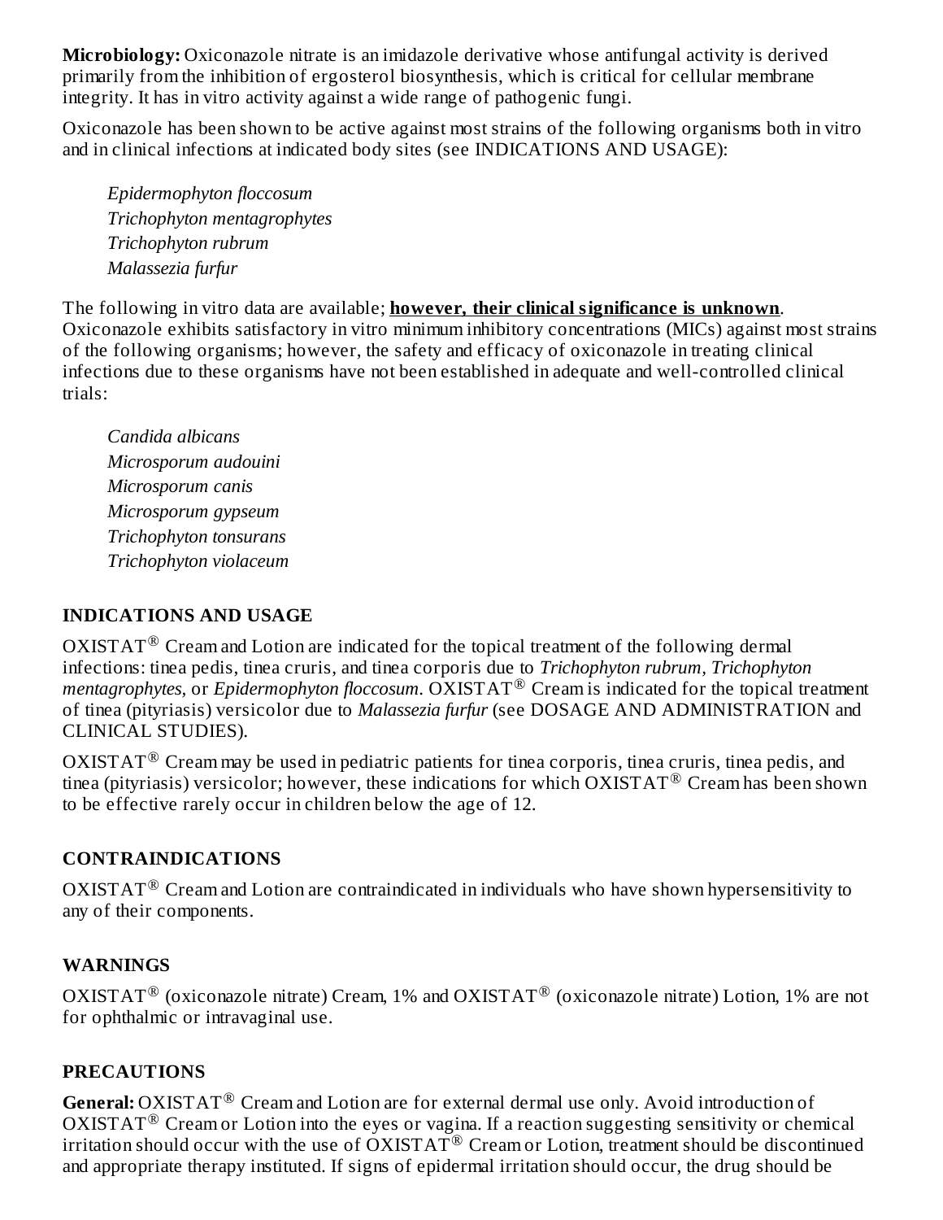**Microbiology:** Oxiconazole nitrate is an imidazole derivative whose antifungal activity is derived primarily from the inhibition of ergosterol biosynthesis, which is critical for cellular membrane integrity. It has in vitro activity against a wide range of pathogenic fungi.

Oxiconazole has been shown to be active against most strains of the following organisms both in vitro and in clinical infections at indicated body sites (see INDICATIONS AND USAGE):

*Epidermophyton floccosum*
*Trichophyton mentagrophytes*
*Trichophyton rubrum*
*Malassezia furfur*

The following in vitro data are available; **however, their clinical significance is unknown**. Oxiconazole exhibits satisfactory in vitro minimum inhibitory concentrations (MICs) against most strains of the following organisms; however, the safety and efficacy of oxiconazole in treating clinical infections due to these organisms have not been established in adequate and well-controlled clinical trials:

*Candida albicans*
*Microsporum audouini*
*Microsporum canis*
*Microsporum gypseum*
*Trichophyton tonsurans*
*Trichophyton violaceum*

## INDICATIONS AND USAGE

OXISTAT® Cream and Lotion are indicated for the topical treatment of the following dermal infections: tinea pedis, tinea cruris, and tinea corporis due to *Trichophyton rubrum*, *Trichophyton mentagrophytes*, or *Epidermophyton floccosum*. OXISTAT® Cream is indicated for the topical treatment of tinea (pityriasis) versicolor due to *Malassezia furfur* (see DOSAGE AND ADMINISTRATION and CLINICAL STUDIES).

OXISTAT® Cream may be used in pediatric patients for tinea corporis, tinea cruris, tinea pedis, and tinea (pityriasis) versicolor; however, these indications for which OXISTAT® Cream has been shown to be effective rarely occur in children below the age of 12.

## CONTRAINDICATIONS

OXISTAT® Cream and Lotion are contraindicated in individuals who have shown hypersensitivity to any of their components.

## WARNINGS

OXISTAT® (oxiconazole nitrate) Cream, 1% and OXISTAT® (oxiconazole nitrate) Lotion, 1% are not for ophthalmic or intravaginal use.

## PRECAUTIONS

**General:** OXISTAT® Cream and Lotion are for external dermal use only. Avoid introduction of OXISTAT® Cream or Lotion into the eyes or vagina. If a reaction suggesting sensitivity or chemical irritation should occur with the use of OXISTAT® Cream or Lotion, treatment should be discontinued and appropriate therapy instituted. If signs of epidermal irritation should occur, the drug should be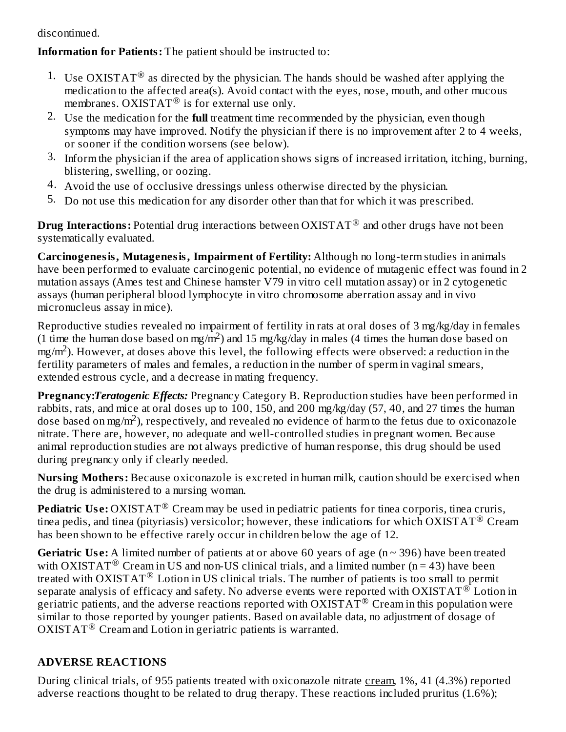discontinued.

**Information for Patients:** The patient should be instructed to:

1. Use OXISTAT® as directed by the physician. The hands should be washed after applying the medication to the affected area(s). Avoid contact with the eyes, nose, mouth, and other mucous membranes. OXISTAT® is for external use only.
2. Use the medication for the **full** treatment time recommended by the physician, even though symptoms may have improved. Notify the physician if there is no improvement after 2 to 4 weeks, or sooner if the condition worsens (see below).
3. Inform the physician if the area of application shows signs of increased irritation, itching, burning, blistering, swelling, or oozing.
4. Avoid the use of occlusive dressings unless otherwise directed by the physician.
5. Do not use this medication for any disorder other than that for which it was prescribed.

**Drug Interactions:** Potential drug interactions between OXISTAT® and other drugs have not been systematically evaluated.

**Carcinogenesis, Mutagenesis, Impairment of Fertility:** Although no long-term studies in animals have been performed to evaluate carcinogenic potential, no evidence of mutagenic effect was found in 2 mutation assays (Ames test and Chinese hamster V79 in vitro cell mutation assay) or in 2 cytogenetic assays (human peripheral blood lymphocyte in vitro chromosome aberration assay and in vivo micronucleus assay in mice).

Reproductive studies revealed no impairment of fertility in rats at oral doses of 3 mg/kg/day in females (1 time the human dose based on $mg/m^2$) and 15 mg/kg/day in males (4 times the human dose based on $mg/m^2$). However, at doses above this level, the following effects were observed: a reduction in the fertility parameters of males and females, a reduction in the number of sperm in vaginal smears, extended estrous cycle, and a decrease in mating frequency.

**Pregnancy:** ***Teratogenic Effects:*** Pregnancy Category B. Reproduction studies have been performed in rabbits, rats, and mice at oral doses up to 100, 150, and 200 mg/kg/day (57, 40, and 27 times the human dose based on $mg/m^2$), respectively, and revealed no evidence of harm to the fetus due to oxiconazole nitrate. There are, however, no adequate and well-controlled studies in pregnant women. Because animal reproduction studies are not always predictive of human response, this drug should be used during pregnancy only if clearly needed.

**Nursing Mothers:** Because oxiconazole is excreted in human milk, caution should be exercised when the drug is administered to a nursing woman.

**Pediatric Use:** OXISTAT® Cream may be used in pediatric patients for tinea corporis, tinea cruris, tinea pedis, and tinea (pityriasis) versicolor; however, these indications for which OXISTAT® Cream has been shown to be effective rarely occur in children below the age of 12.

**Geriatric Use:** A limited number of patients at or above 60 years of age (n ~ 396) have been treated with OXISTAT® Cream in US and non-US clinical trials, and a limited number (n = 43) have been treated with OXISTAT® Lotion in US clinical trials. The number of patients is too small to permit separate analysis of efficacy and safety. No adverse events were reported with OXISTAT® Lotion in geriatric patients, and the adverse reactions reported with OXISTAT® Cream in this population were similar to those reported by younger patients. Based on available data, no adjustment of dosage of OXISTAT® Cream and Lotion in geriatric patients is warranted.

## ADVERSE REACTIONS

During clinical trials, of 955 patients treated with oxiconazole nitrate cream, 1%, 41 (4.3%) reported adverse reactions thought to be related to drug therapy. These reactions included pruritus (1.6%);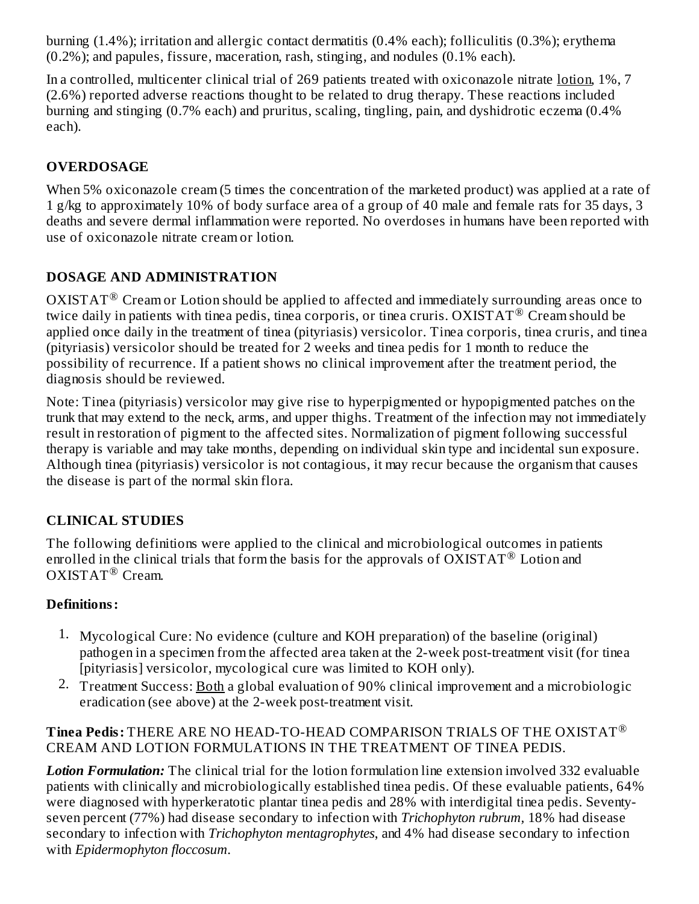burning (1.4%); irritation and allergic contact dermatitis (0.4% each); folliculitis (0.3%); erythema (0.2%); and papules, fissure, maceration, rash, stinging, and nodules (0.1% each).

In a controlled, multicenter clinical trial of 269 patients treated with oxiconazole nitrate lotion, 1%, 7 (2.6%) reported adverse reactions thought to be related to drug therapy. These reactions included burning and stinging (0.7% each) and pruritus, scaling, tingling, pain, and dyshidrotic eczema (0.4% each).

## OVERDOSAGE

When 5% oxiconazole cream (5 times the concentration of the marketed product) was applied at a rate of 1 g/kg to approximately 10% of body surface area of a group of 40 male and female rats for 35 days, 3 deaths and severe dermal inflammation were reported. No overdoses in humans have been reported with use of oxiconazole nitrate cream or lotion.

## DOSAGE AND ADMINISTRATION

OXISTAT® Cream or Lotion should be applied to affected and immediately surrounding areas once to twice daily in patients with tinea pedis, tinea corporis, or tinea cruris. OXISTAT® Cream should be applied once daily in the treatment of tinea (pityriasis) versicolor. Tinea corporis, tinea cruris, and tinea (pityriasis) versicolor should be treated for 2 weeks and tinea pedis for 1 month to reduce the possibility of recurrence. If a patient shows no clinical improvement after the treatment period, the diagnosis should be reviewed.

Note: Tinea (pityriasis) versicolor may give rise to hyperpigmented or hypopigmented patches on the trunk that may extend to the neck, arms, and upper thighs. Treatment of the infection may not immediately result in restoration of pigment to the affected sites. Normalization of pigment following successful therapy is variable and may take months, depending on individual skin type and incidental sun exposure. Although tinea (pityriasis) versicolor is not contagious, it may recur because the organism that causes the disease is part of the normal skin flora.

## CLINICAL STUDIES

The following definitions were applied to the clinical and microbiological outcomes in patients enrolled in the clinical trials that form the basis for the approvals of OXISTAT® Lotion and OXISTAT® Cream.

**Definitions:**

1. Mycological Cure: No evidence (culture and KOH preparation) of the baseline (original) pathogen in a specimen from the affected area taken at the 2-week post-treatment visit (for tinea [pityriasis] versicolor, mycological cure was limited to KOH only).
2. Treatment Success: Both a global evaluation of 90% clinical improvement and a microbiologic eradication (see above) at the 2-week post-treatment visit.

**Tinea Pedis:** THERE ARE NO HEAD-TO-HEAD COMPARISON TRIALS OF THE OXISTAT® CREAM AND LOTION FORMULATIONS IN THE TREATMENT OF TINEA PEDIS.

***Lotion Formulation:*** The clinical trial for the lotion formulation line extension involved 332 evaluable patients with clinically and microbiologically established tinea pedis. Of these evaluable patients, 64% were diagnosed with hyperkeratotic plantar tinea pedis and 28% with interdigital tinea pedis. Seventy-seven percent (77%) had disease secondary to infection with *Trichophyton rubrum*, 18% had disease secondary to infection with *Trichophyton mentagrophytes*, and 4% had disease secondary to infection with *Epidermophyton floccosum*.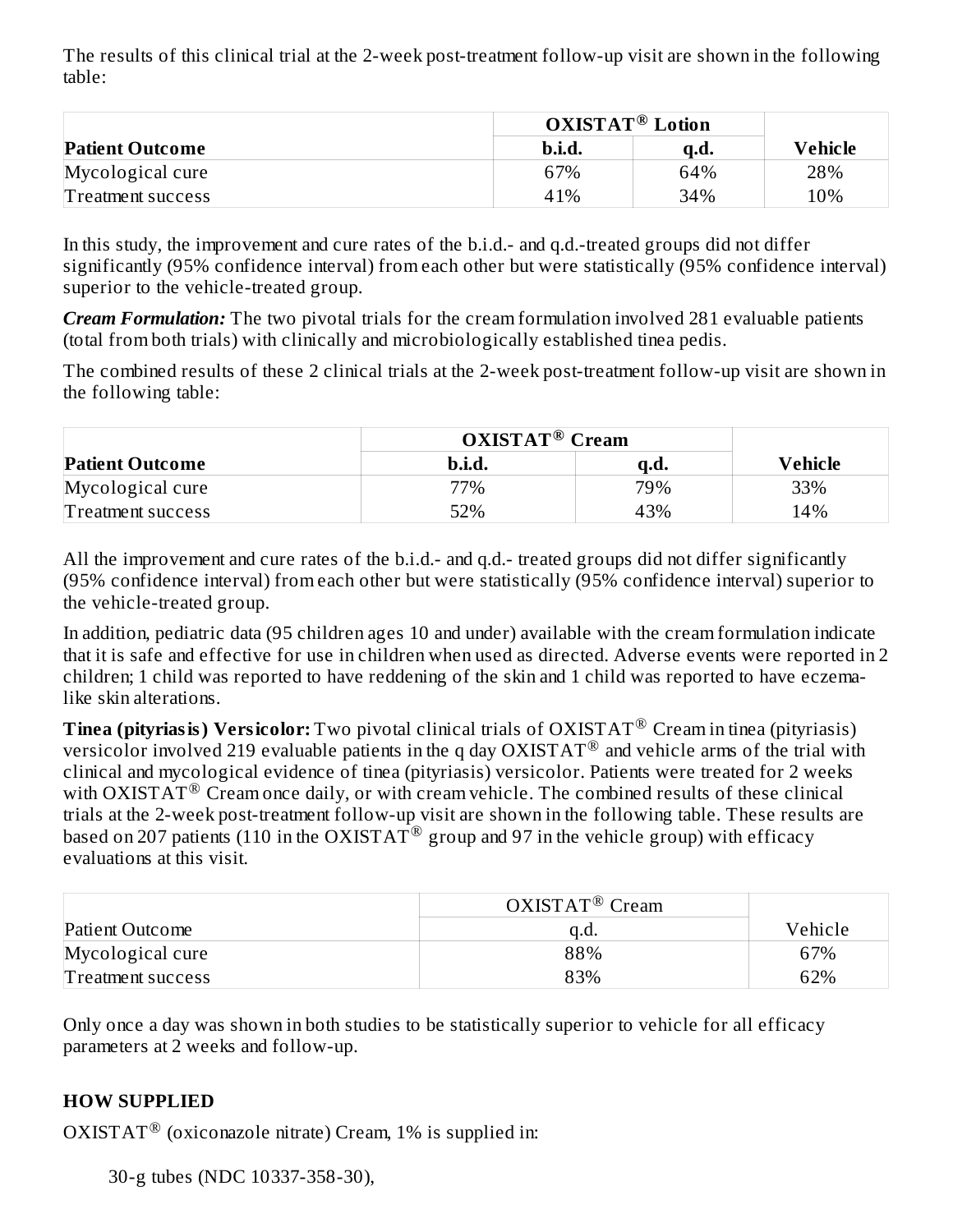The results of this clinical trial at the 2-week post-treatment follow-up visit are shown in the following table:

| | **OXISTAT® Lotion** | | |
|---|---|---|---|
| **Patient Outcome** | **b.i.d.** | **q.d.** | **Vehicle** |
| Mycological cure | 67% | 64% | 28% |
| Treatment success | 41% | 34% | 10% |

In this study, the improvement and cure rates of the b.i.d.- and q.d.-treated groups did not differ significantly (95% confidence interval) from each other but were statistically (95% confidence interval) superior to the vehicle-treated group.

***Cream Formulation:*** The two pivotal trials for the cream formulation involved 281 evaluable patients (total from both trials) with clinically and microbiologically established tinea pedis.

The combined results of these 2 clinical trials at the 2-week post-treatment follow-up visit are shown in the following table:

| | **OXISTAT® Cream** | | |
|---|---|---|---|
| **Patient Outcome** | **b.i.d.** | **q.d.** | **Vehicle** |
| Mycological cure | 77% | 79% | 33% |
| Treatment success | 52% | 43% | 14% |

All the improvement and cure rates of the b.i.d.- and q.d.- treated groups did not differ significantly (95% confidence interval) from each other but were statistically (95% confidence interval) superior to the vehicle-treated group.

In addition, pediatric data (95 children ages 10 and under) available with the cream formulation indicate that it is safe and effective for use in children when used as directed. Adverse events were reported in 2 children; 1 child was reported to have reddening of the skin and 1 child was reported to have eczema-like skin alterations.

**Tinea (pityriasis) Versicolor:** Two pivotal clinical trials of OXISTAT® Cream in tinea (pityriasis) versicolor involved 219 evaluable patients in the q day OXISTAT® and vehicle arms of the trial with clinical and mycological evidence of tinea (pityriasis) versicolor. Patients were treated for 2 weeks with OXISTAT® Cream once daily, or with cream vehicle. The combined results of these clinical trials at the 2-week post-treatment follow-up visit are shown in the following table. These results are based on 207 patients (110 in the OXISTAT® group and 97 in the vehicle group) with efficacy evaluations at this visit.

| | OXISTAT® Cream | |
|---|---|---|
| Patient Outcome | q.d. | Vehicle |
| Mycological cure | 88% | 67% |
| Treatment success | 83% | 62% |

Only once a day was shown in both studies to be statistically superior to vehicle for all efficacy parameters at 2 weeks and follow-up.

## HOW SUPPLIED

OXISTAT® (oxiconazole nitrate) Cream, 1% is supplied in:

30-g tubes (NDC 10337-358-30),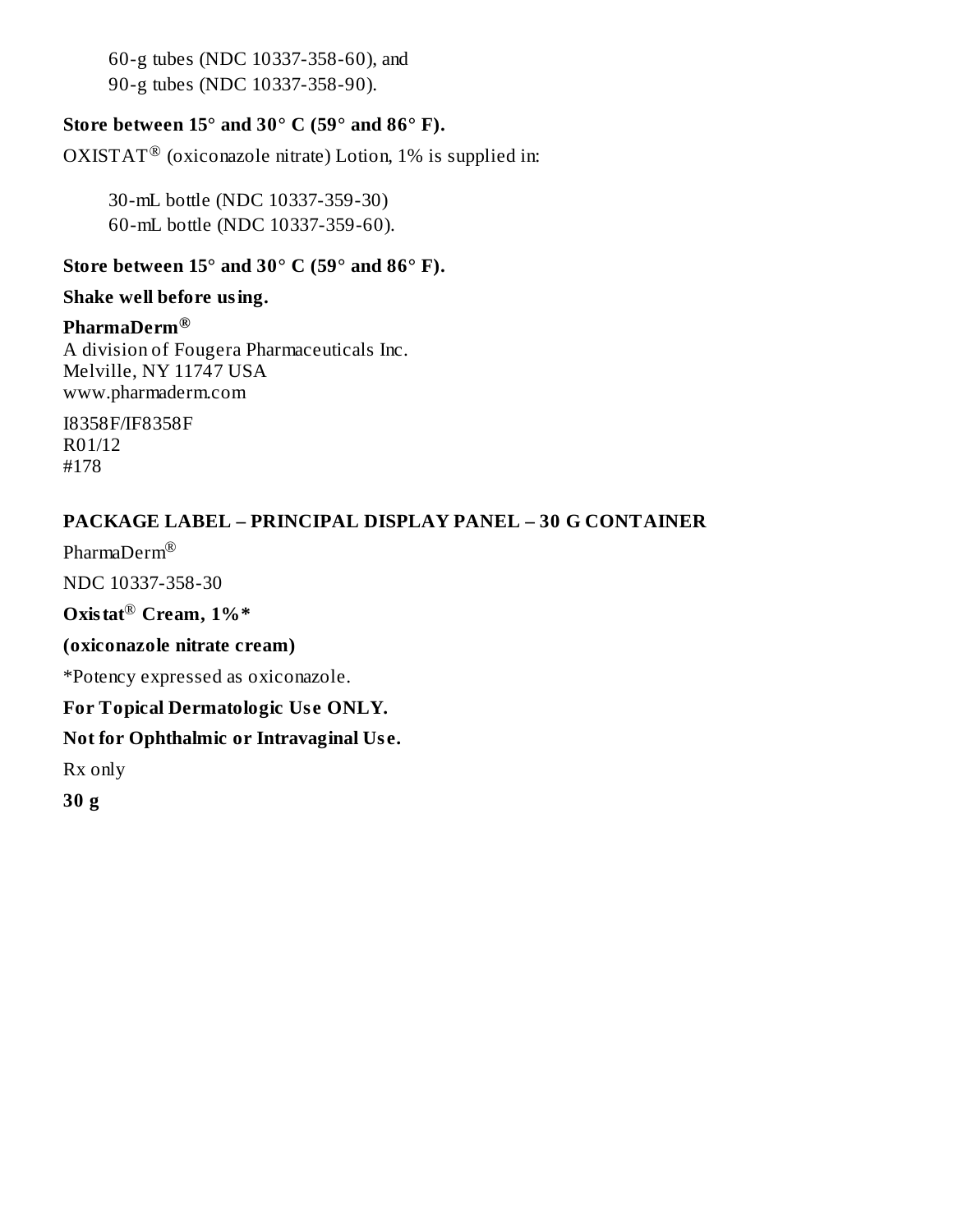60-g tubes (NDC 10337-358-60), and
90-g tubes (NDC 10337-358-90).

**Store between 15° and 30° C (59° and 86° F).**

OXISTAT® (oxiconazole nitrate) Lotion, 1% is supplied in:

30-mL bottle (NDC 10337-359-30)
60-mL bottle (NDC 10337-359-60).

**Store between 15° and 30° C (59° and 86° F).**

**Shake well before using.**

**PharmaDerm®**
A division of Fougera Pharmaceuticals Inc.
Melville, NY 11747 USA
www.pharmaderm.com

I8358F/IF8358F
R01/12
#178

## PACKAGE LABEL – PRINCIPAL DISPLAY PANEL – 30 G CONTAINER

PharmaDerm®

NDC 10337-358-30

**Oxistat® Cream, 1%***

**(oxiconazole nitrate cream)**

*Potency expressed as oxiconazole.

**For Topical Dermatologic Use ONLY.**

**Not for Ophthalmic or Intravaginal Use.**

Rx only

**30 g**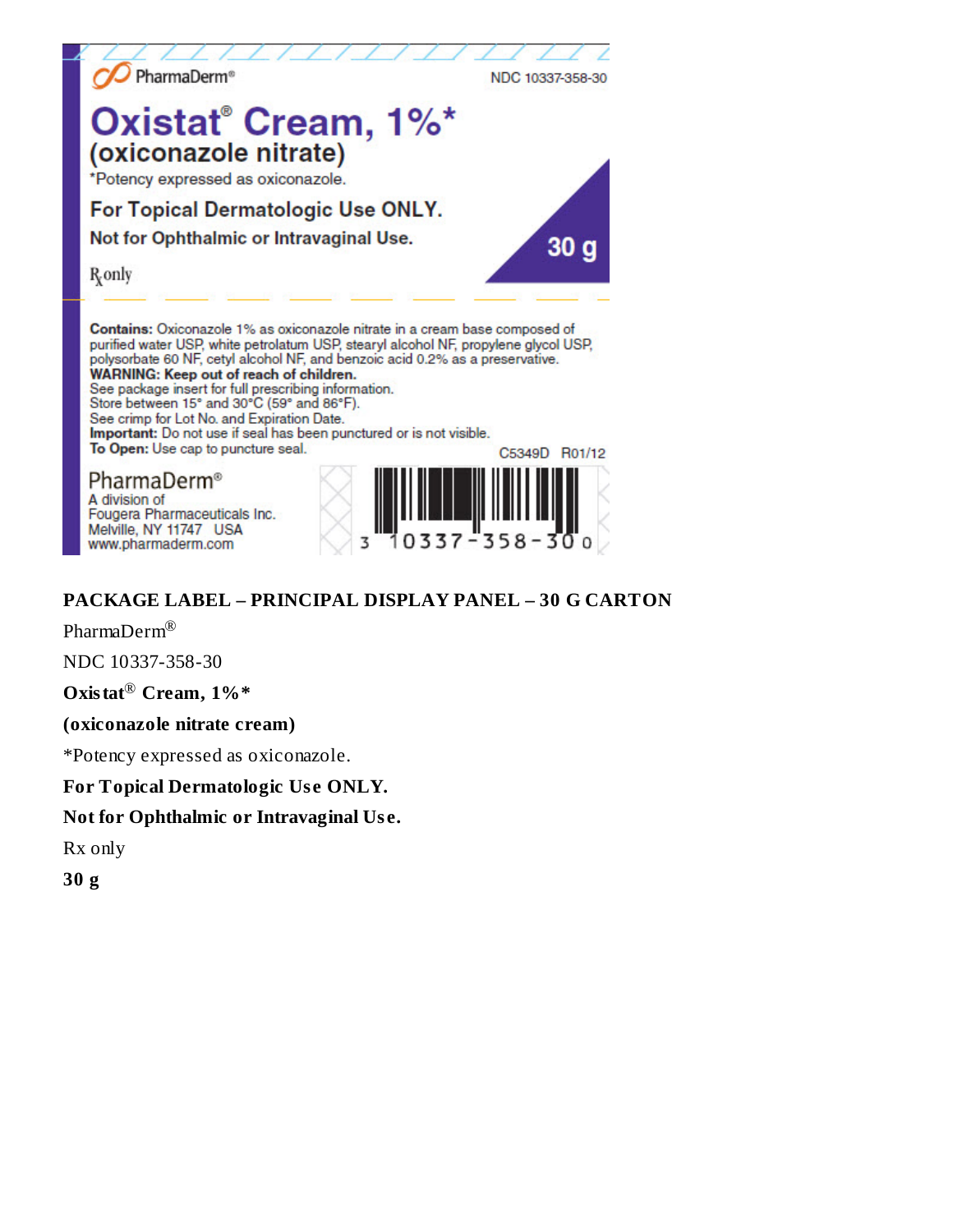PharmaDerm®

NDC 10337-358-30

# Oxistat® Cream, 1%*

## (oxiconazole nitrate)

*Potency expressed as oxiconazole.

**For Topical Dermatologic Use ONLY.**

**Not for Ophthalmic or Intravaginal Use.**

℞only

**30 g**

**Contains:** Oxiconazole 1% as oxiconazole nitrate in a cream base composed of purified water USP, white petrolatum USP, stearyl alcohol NF, propylene glycol USP, polysorbate 60 NF, cetyl alcohol NF, and benzoic acid 0.2% as a preservative.
**WARNING: Keep out of reach of children.**
See package insert for full prescribing information.
Store between 15° and 30°C (59° and 86°F).
See crimp for Lot No. and Expiration Date.
**Important:** Do not use if seal has been punctured or is not visible.
**To Open:** Use cap to puncture seal.

C5349D R01/12

PharmaDerm®
A division of
Fougera Pharmaceuticals Inc.
Melville, NY 11747 USA
www.pharmaderm.com

3 10337-358-30 0

**PACKAGE LABEL – PRINCIPAL DISPLAY PANEL – 30 G CARTON**

PharmaDerm®

NDC 10337-358-30

**Oxistat® Cream, 1%***

**(oxiconazole nitrate cream)**

*Potency expressed as oxiconazole.

**For Topical Dermatologic Use ONLY.**

**Not for Ophthalmic or Intravaginal Use.**

Rx only

**30 g**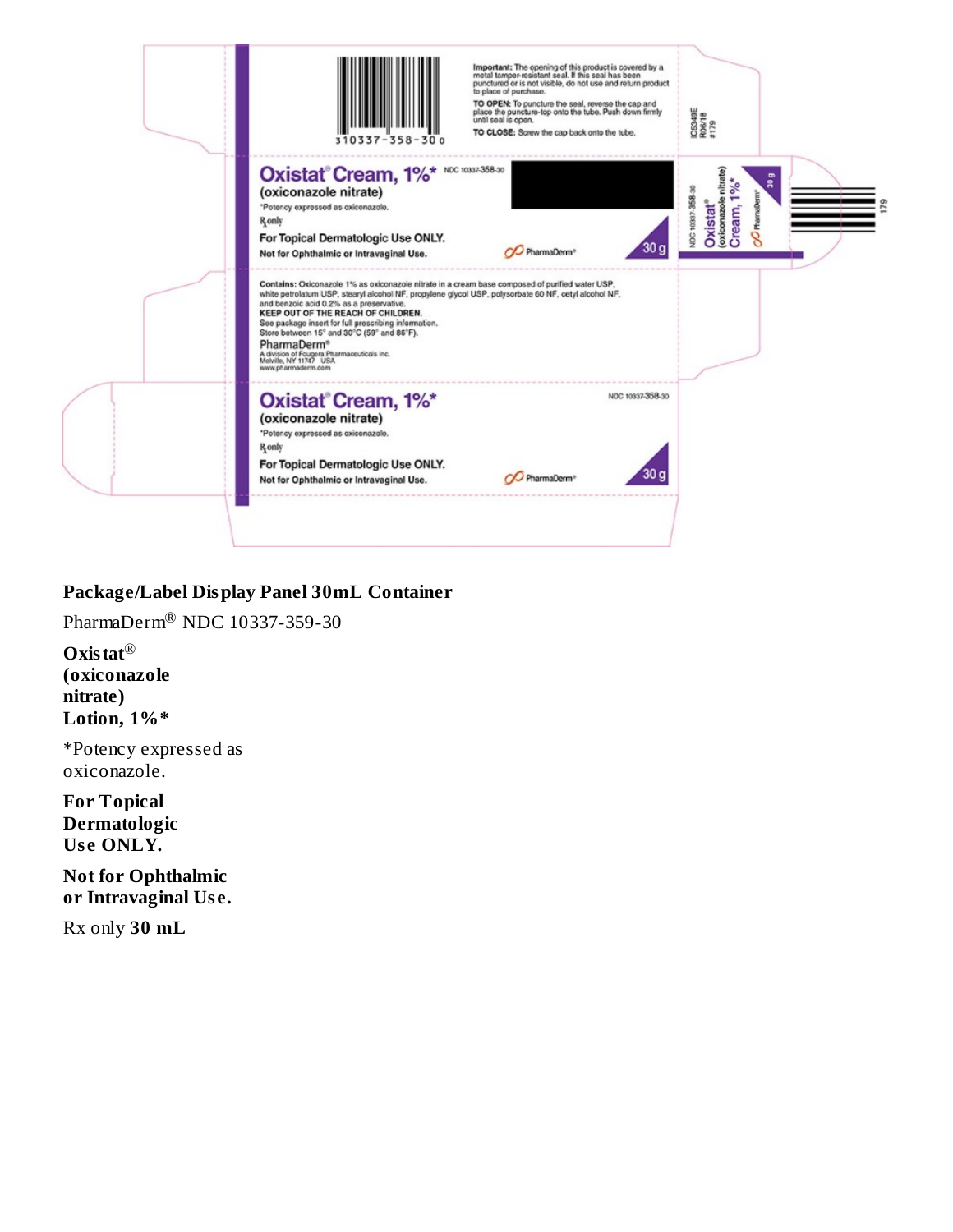Important: The opening of this product is covered by a metal tamper-resistant seal. If this seal has been punctured or is not visible, do not use and return product to place of purchase.

TO OPEN: To puncture the seal, reverse the cap and place the puncture-top onto the tube. Push down firmly until seal is open.

TO CLOSE: Screw the cap back onto the tube.

3 10337-358-30 0

IC5049E
R06/18
#179

**Oxistat® Cream, 1%*** NDC 10337-358-30

**(oxiconazole nitrate)**

*Potency expressed as oxiconazole.

℞ only

**For Topical Dermatologic Use ONLY.**

**Not for Ophthalmic or Intravaginal Use.**

PharmaDerm®

30 g

NDC 10337-358-30
Oxistat® (oxiconazole nitrate) Cream, 1%*
PharmaDerm®
30 g

179

**Contains:** Oxiconazole 1% as oxiconazole nitrate in a cream base composed of purified water USP, white petrolatum USP, stearyl alcohol NF, propylene glycol USP, polysorbate 60 NF, cetyl alcohol NF, and benzoic acid 0.2% as a preservative.

**KEEP OUT OF THE REACH OF CHILDREN.**

See package insert for full prescribing information.

Store between 15° and 30°C (59° and 86°F).

PharmaDerm®
A division of Fougera Pharmaceuticals Inc.
Melville, NY 11747 USA
www.pharmaderm.com

**Oxistat® Cream, 1%*** NDC 10337-358-30

**(oxiconazole nitrate)**

*Potency expressed as oxiconazole.

℞ only

**For Topical Dermatologic Use ONLY.**

**Not for Ophthalmic or Intravaginal Use.**

PharmaDerm®

30 g

## Package/Label Display Panel 30mL Container

PharmaDerm® NDC 10337-359-30

**Oxistat®**
**(oxiconazole nitrate)**
**Lotion, 1%***

*Potency expressed as oxiconazole.

**For Topical Dermatologic Use ONLY.**

**Not for Ophthalmic or Intravaginal Use.**

Rx only **30 mL**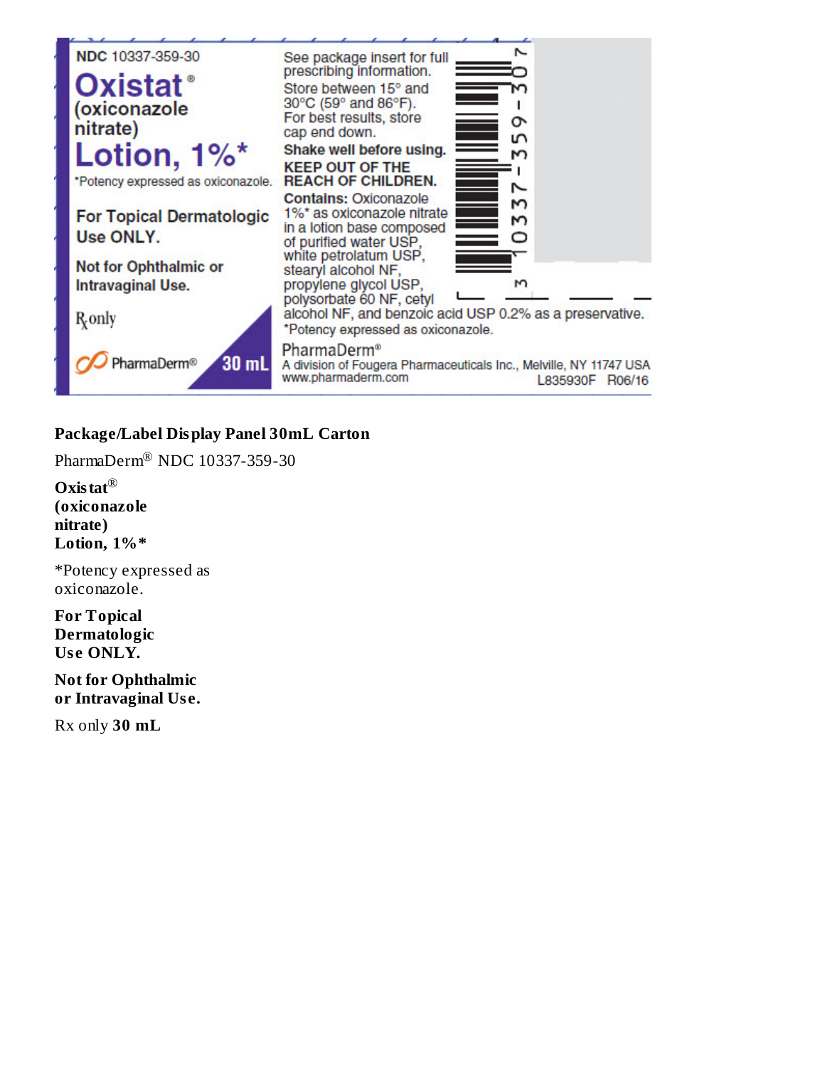NDC 10337-359-30

**Oxistat®**
**(oxiconazole nitrate)**
**Lotion, 1%***

*Potency expressed as oxiconazole.

**For Topical Dermatologic Use ONLY.**

**Not for Ophthalmic or Intravaginal Use.**

℞ only

PharmaDerm® **30 mL**

See package insert for full prescribing information.

Store between 15° and 30°C (59° and 86°F). For best results, store cap end down.

**Shake well before using.**

**KEEP OUT OF THE REACH OF CHILDREN.**

**Contains:** Oxiconazole 1%* as oxiconazole nitrate in a lotion base composed of purified water USP, white petrolatum USP, stearyl alcohol NF, propylene glycol USP, polysorbate 60 NF, cetyl alcohol NF, and benzoic acid USP 0.2% as a preservative.

*Potency expressed as oxiconazole.

PharmaDerm®
A division of Fougera Pharmaceuticals Inc., Melville, NY 11747 USA
www.pharmaderm.com

L835930F R06/16

3 10337-359-30 7

**Package/Label Display Panel 30mL Carton**

PharmaDerm® NDC 10337-359-30

**Oxistat®**
**(oxiconazole nitrate)**
**Lotion, 1%***

*Potency expressed as oxiconazole.

**For Topical Dermatologic Use ONLY.**

**Not for Ophthalmic or Intravaginal Use.**

Rx only **30 mL**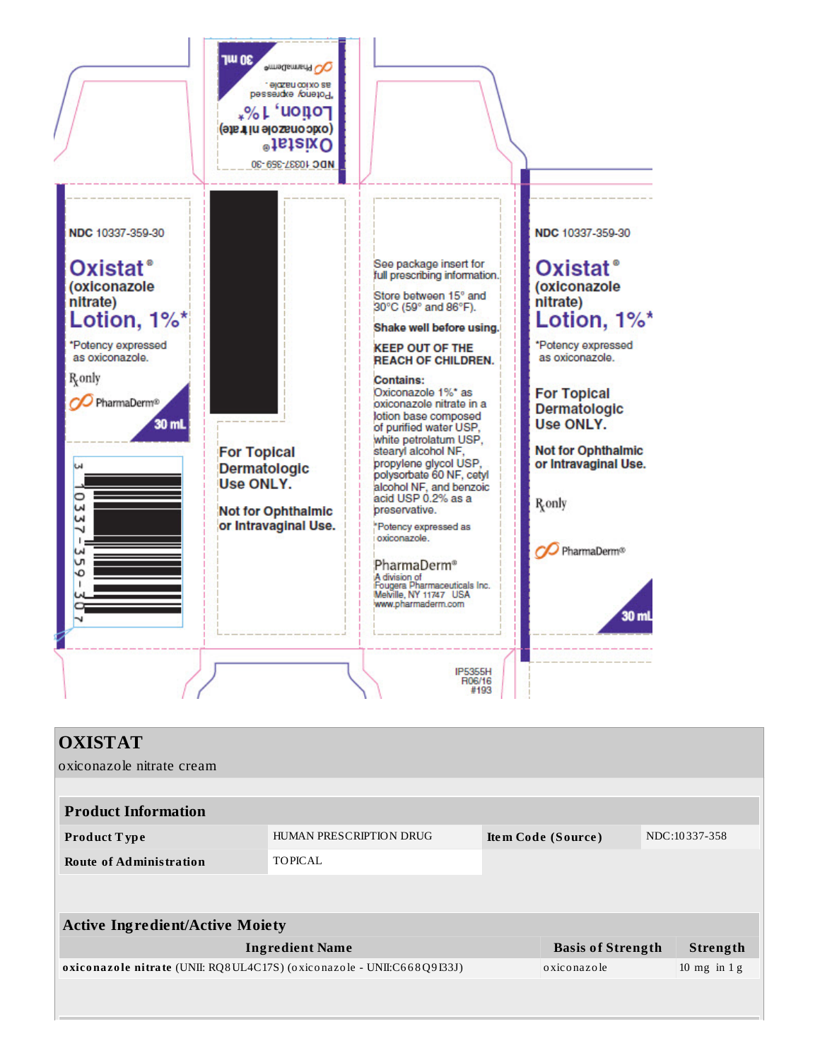NDC 10337-359-30

**Oxistat®**
(oxiconazole nitrate)
**Lotion, 1%***

*Potency expressed as oxiconazole.

30 mL

NDC 10337-359-30

**Oxistat®**
(oxiconazole nitrate)
**Lotion, 1%***

*Potency expressed as oxiconazole.

Rx only

PharmaDerm®

30 mL

3 10337-359-30 7

**For Topical Dermatologic Use ONLY.**

**Not for Ophthalmic or Intravaginal Use.**

See package insert for full prescribing information.

Store between 15° and 30°C (59° and 86°F).

**Shake well before using.**

**KEEP OUT OF THE REACH OF CHILDREN.**

**Contains:**
Oxiconazole 1%* as oxiconazole nitrate in a lotion base composed of purified water USP, white petrolatum USP, stearyl alcohol NF, propylene glycol USP, polysorbate 60 NF, cetyl alcohol NF, and benzoic acid USP 0.2% as a preservative.

*Potency expressed as oxiconazole.

PharmaDerm®
A division of
Fougera Pharmaceuticals Inc.
Melville, NY 11747 USA
www.pharmaderm.com

NDC 10337-359-30

**Oxistat®**
(oxiconazole nitrate)
**Lotion, 1%***

*Potency expressed as oxiconazole.

**For Topical Dermatologic Use ONLY.**

**Not for Ophthalmic or Intravaginal Use.**

Rx only

PharmaDerm®

30 mL

IP5355H
R06/16
#193

# OXISTAT

oxiconazole nitrate cream

| **Product Information** | | | |
|---|---|---|---|
| **Product Type** | HUMAN PRESCRIPTION DRUG | **Item Code (Source)** | NDC:10337-358 |
| **Route of Administration** | TOPICAL | | |

| **Active Ingredient/Active Moiety** | | |
|---|---|---|
| **Ingredient Name** | **Basis of Strength** | **Strength** |
| **oxiconazole nitrate** (UNII: RQ8UL4C17S) (oxiconazole - UNII:C668Q9I33J) | oxiconazole | 10 mg in 1 g |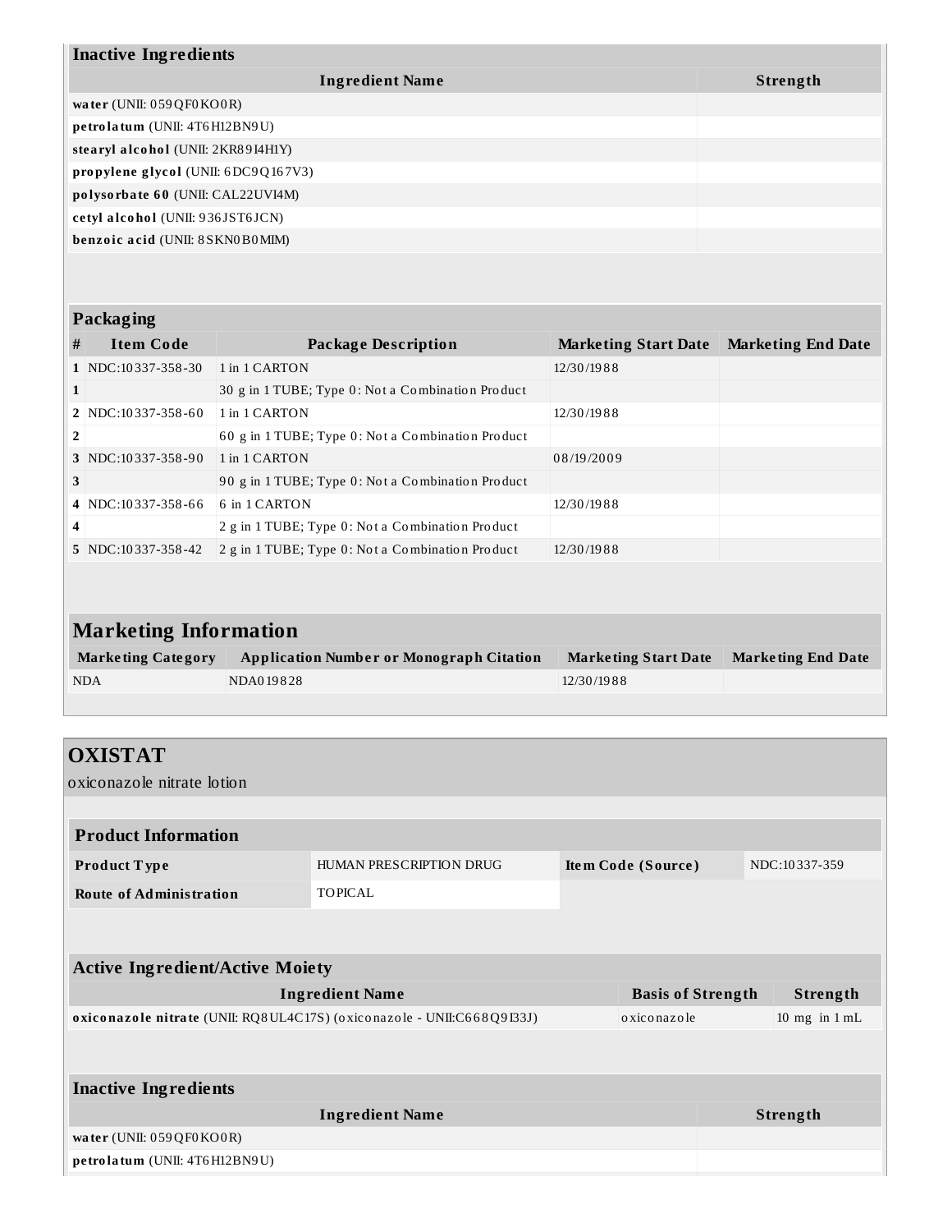| Inactive Ingredients | |
|---|---|
| **Ingredient Name** | **Strength** |
| **water** (UNII: 059QF0KO0R) | |
| **petrolatum** (UNII: 4T6H12BN9U) | |
| **stearyl alcohol** (UNII: 2KR89I4H1Y) | |
| **propylene glycol** (UNII: 6DC9Q167V3) | |
| **polysorbate 60** (UNII: CAL22UVI4M) | |
| **cetyl alcohol** (UNII: 936JST6JCN) | |
| **benzoic acid** (UNII: 8SKN0B0MIM) | |

| Packaging | | | | |
|---|---|---|---|---|
| **#** | **Item Code** | **Package Description** | **Marketing Start Date** | **Marketing End Date** |
| 1 | NDC:10337-358-30 | 1 in 1 CARTON | 12/30/1988 | |
| 1 | | 30 g in 1 TUBE; Type 0: Not a Combination Product | | |
| 2 | NDC:10337-358-60 | 1 in 1 CARTON | 12/30/1988 | |
| 2 | | 60 g in 1 TUBE; Type 0: Not a Combination Product | | |
| 3 | NDC:10337-358-90 | 1 in 1 CARTON | 08/19/2009 | |
| 3 | | 90 g in 1 TUBE; Type 0: Not a Combination Product | | |
| 4 | NDC:10337-358-66 | 6 in 1 CARTON | 12/30/1988 | |
| 4 | | 2 g in 1 TUBE; Type 0: Not a Combination Product | | |
| 5 | NDC:10337-358-42 | 2 g in 1 TUBE; Type 0: Not a Combination Product | 12/30/1988 | |

## Marketing Information

| Marketing Category | Application Number or Monograph Citation | Marketing Start Date | Marketing End Date |
|---|---|---|---|
| NDA | NDA019828 | 12/30/1988 | |

# OXISTAT

oxiconazole nitrate lotion

| Product Information | | | |
|---|---|---|---|
| **Product Type** | HUMAN PRESCRIPTION DRUG | **Item Code (Source)** | NDC:10337-359 |
| **Route of Administration** | TOPICAL | | |

| Active Ingredient/Active Moiety | | |
|---|---|---|
| **Ingredient Name** | **Basis of Strength** | **Strength** |
| **oxiconazole nitrate** (UNII: RQ8UL4C17S) (oxiconazole - UNII:C668Q9I33J) | oxiconazole | 10 mg in 1 mL |

| Inactive Ingredients | |
|---|---|
| **Ingredient Name** | **Strength** |
| **water** (UNII: 059QF0KO0R) | |
| **petrolatum** (UNII: 4T6H12BN9U) | |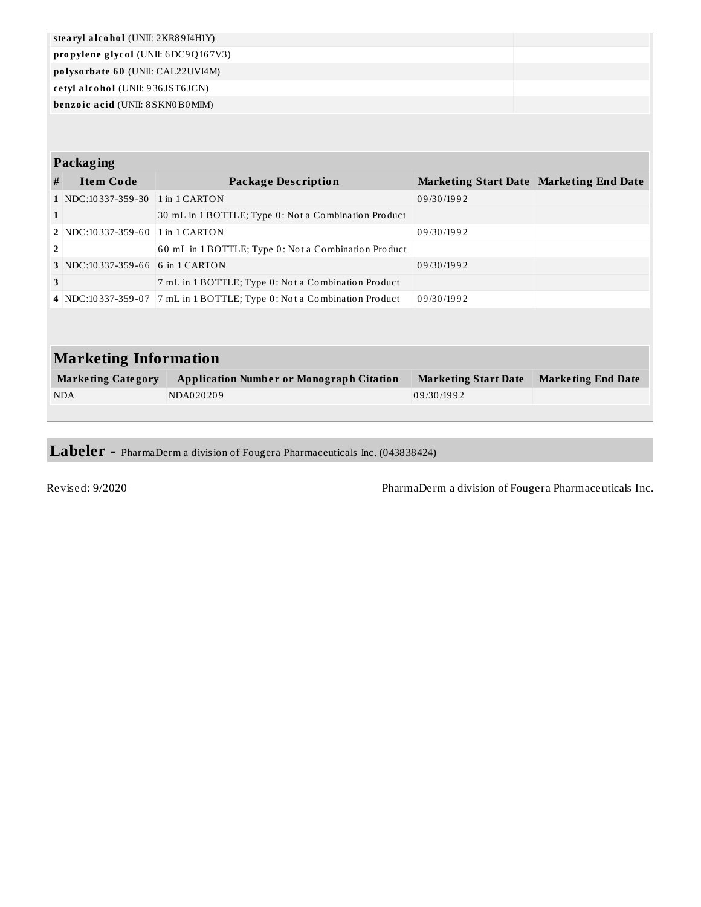| | |
|---|---|
| **stearyl alcohol** (UNII: 2KR89I4H1Y) | |
| **propylene glycol** (UNII: 6DC9Q167V3) | |
| **polysorbate 60** (UNII: CAL22UVI4M) | |
| **cetyl alcohol** (UNII: 936JST6JCN) | |
| **benzoic acid** (UNII: 8SKN0B0MIM) | |

## Packaging

| # | Item Code | Package Description | Marketing Start Date | Marketing End Date |
|---|---|---|---|---|
| 1 | NDC:10337-359-30 | 1 in 1 CARTON | 09/30/1992 | |
| 1 | | 30 mL in 1 BOTTLE; Type 0: Not a Combination Product | | |
| 2 | NDC:10337-359-60 | 1 in 1 CARTON | 09/30/1992 | |
| 2 | | 60 mL in 1 BOTTLE; Type 0: Not a Combination Product | | |
| 3 | NDC:10337-359-66 | 6 in 1 CARTON | 09/30/1992 | |
| 3 | | 7 mL in 1 BOTTLE; Type 0: Not a Combination Product | | |
| 4 | NDC:10337-359-07 | 7 mL in 1 BOTTLE; Type 0: Not a Combination Product | 09/30/1992 | |

## Marketing Information

| Marketing Category | Application Number or Monograph Citation | Marketing Start Date | Marketing End Date |
|---|---|---|---|
| NDA | NDA020209 | 09/30/1992 | |

**Labeler -** PharmaDerm a division of Fougera Pharmaceuticals Inc. (043838424)

Revised: 9/2020 PharmaDerm a division of Fougera Pharmaceuticals Inc.